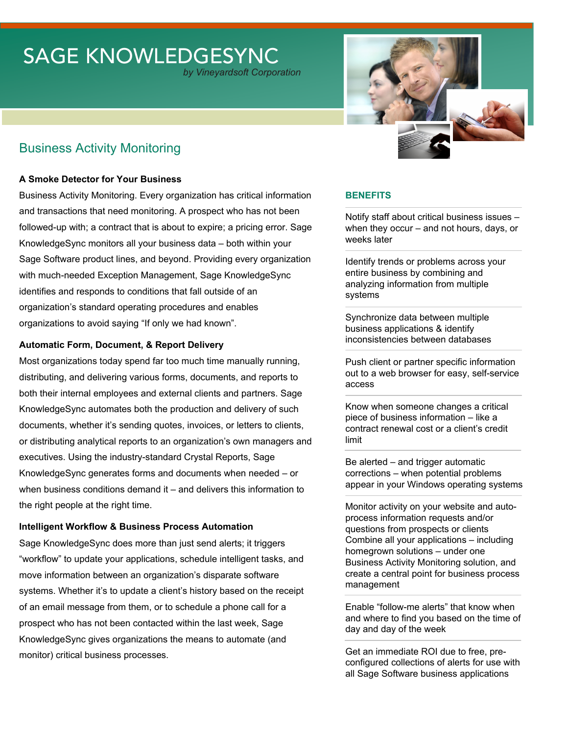# SAGE KNOWLEDGESYNC

*by Vineyardsoft Corporation*

## Business Activity Monitoring

### A Smoke Detector for Your Business

Business Activity Monitoring. Every organization has critical information and transactions that need monitoring. A prospect who has not been followed-up with; a contract that is about to expire; a pricing error. Sage KnowledgeSync monitors all your business data – both within your Sage Software product lines, and beyond. Providing every organization with much-needed Exception Management, Sage KnowledgeSync identifies and responds to conditions that fall outside of an organization's standard operating procedures and enables organizations to avoid saying "If only we had known".

### Automatic Form, Document, & Report Delivery

Most organizations today spend far too much time manually running, distributing, and delivering various forms, documents, and reports to both their internal employees and external clients and partners. Sage KnowledgeSync automates both the production and delivery of such documents, whether it's sending quotes, invoices, or letters to clients, or distributing analytical reports to an organization's own managers and executives. Using the industry-standard Crystal Reports, Sage KnowledgeSync generates forms and documents when needed – or when business conditions demand it – and delivers this information to the right people at the right time.

### Intelligent Workflow & Business Process Automation

Sage KnowledgeSync does more than just send alerts; it triggers "workflow" to update your applications, schedule intelligent tasks, and move information between an organization's disparate software systems. Whether it's to update a client's history based on the receipt of an email message from them, or to schedule a phone call for a prospect who has not been contacted within the last week, Sage KnowledgeSync gives organizations the means to automate (and monitor) critical business processes.

### BENEFITS

- Notify staff about critical business issues – when they occur – and not hours, days, or weeks later
- Identify trends or problems across your entire business by combining and analyzing information from multiple systems
- Synchronize data between multiple business applications & identify inconsistencies between databases
- Push client or partner specific information out to a web browser for easy, self-service access
- Know when someone changes a critical piece of business information – like a contract renewal cost or a client's credit limit
- Be alerted – and trigger automatic corrections – when potential problems appear in your Windows operating systems
- Monitor activity on your website and auto-process information requests and/or questions from prospects or clients Combine all your applications – including homegrown solutions – under one Business Activity Monitoring, and create a central point for business process management
- Enable "follow-me alerts" that know when and where to find you based on the time of day and day of the week
- Get an immediate ROI due to free, pre-configured collections of alerts for use with all Sage Software business applications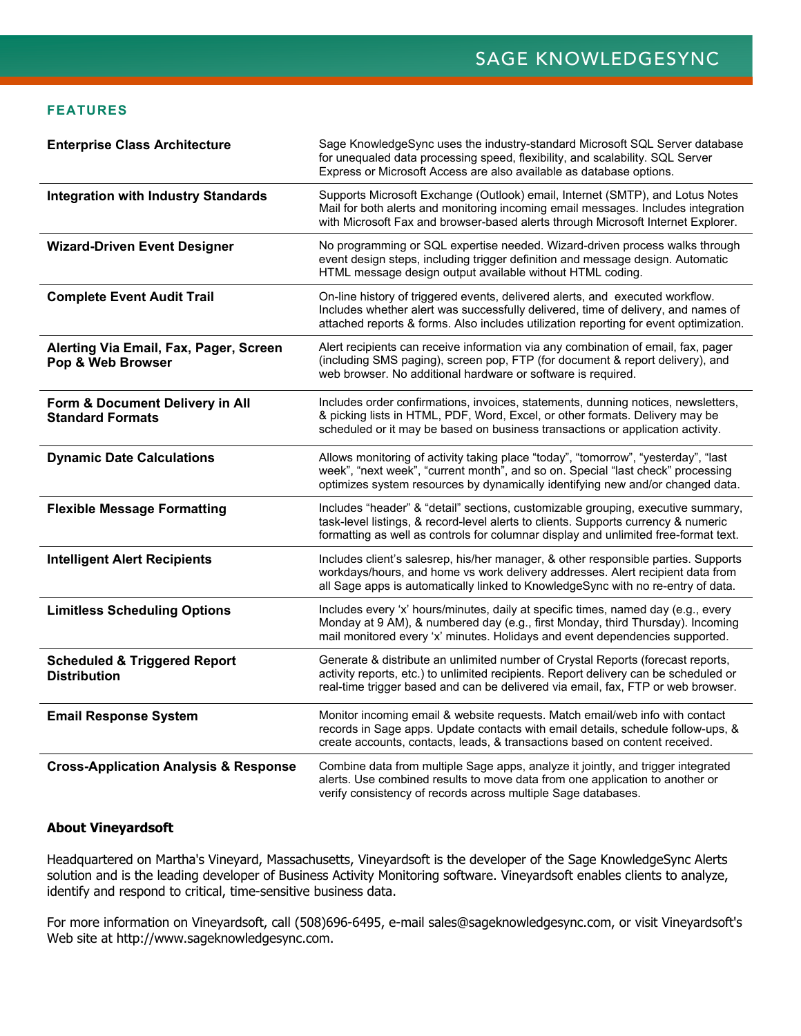## FEATURES

| | |
|---|---|
| **Enterprise Class Architecture** | Sage KnowledgeSync uses the industry-standard Microsoft SQL Server database for unequaled data processing speed, flexibility, and scalability. SQL Server Express or Microsoft Access are also available as database options. |
| **Integration with Industry Standards** | Supports Microsoft Exchange (Outlook) email, Internet (SMTP), and Lotus Notes Mail for both alerts and monitoring incoming email messages. Includes integration with Microsoft Fax and browser-based alerts through Microsoft Internet Explorer. |
| **Wizard-Driven Event Designer** | No programming or SQL expertise needed. Wizard-driven process walks through event design steps, including trigger definition and message design. Automatic HTML message design output available without HTML coding. |
| **Complete Event Audit Trail** | On-line history of triggered events, delivered alerts, and executed workflow. Includes whether alert was successfully delivered, time of delivery, and names of attached reports & forms. Also includes utilization reporting for event optimization. |
| **Alerting Via Email, Fax, Pager, Screen Pop & Web Browser** | Alert recipients can receive information via any combination of email, fax, pager (including SMS paging), screen pop, FTP (for document & report delivery), and web browser. No additional hardware or software is required. |
| **Form & Document Delivery in All Standard Formats** | Includes order confirmations, invoices, statements, dunning notices, newsletters, & picking lists in HTML, PDF, Word, Excel, or other formats. Delivery may be scheduled or it may be based on business transactions or application activity. |
| **Dynamic Date Calculations** | Allows monitoring of activity taking place "today", "tomorrow", "yesterday", "last week", "next week", "current month", and so on. Special "last check" processing optimizes system resources by dynamically identifying new and/or changed data. |
| **Flexible Message Formatting** | Includes "header" & "detail" sections, customizable grouping, executive summary, task-level listings, & record-level alerts to clients. Supports currency & numeric formatting as well as controls for columnar display and unlimited free-format text. |
| **Intelligent Alert Recipients** | Includes client's salesrep, his/her manager, & other responsible parties. Supports workdays/hours, and home vs work delivery addresses. Alert recipient data from all Sage apps is automatically linked to KnowledgeSync with no re-entry of data. |
| **Limitless Scheduling Options** | Includes every 'x' hours/minutes, daily at specific times, named day (e.g., every Monday at 9 AM), & numbered day (e.g., first Monday, third Thursday). Incoming mail monitored every 'x' minutes. Holidays and event dependencies supported. |
| **Scheduled & Triggered Report Distribution** | Generate & distribute an unlimited number of Crystal Reports (forecast reports, activity reports, etc.) to unlimited recipients. Report delivery can be scheduled or real-time trigger based and can be delivered via email, fax, FTP or web browser. |
| **Email Response System** | Monitor incoming email & website requests. Match email/web info with contact records in Sage apps. Update contacts with email details, schedule follow-ups, & create accounts, contacts, leads, & transactions based on content received. |
| **Cross-Application Analysis & Response** | Combine data from multiple Sage apps, analyze it jointly, and trigger integrated alerts. Use combined results to move data from one application to another or verify consistency of records across multiple Sage databases. |

### About Vineyardsoft

Headquartered on Martha's Vineyard, Massachusetts, Vineyardsoft is the developer of the Sage KnowledgeSync Alerts solution and is the leading developer of Business Activity Monitoring software. Vineyardsoft enables clients to analyze, identify and respond to critical, time-sensitive business data.

For more information on Vineyardsoft, call (508)696-6495, e-mail sales@sageknowledgesync.com, or visit Vineyardsoft's Web site at http://www.sageknowledgesync.com.